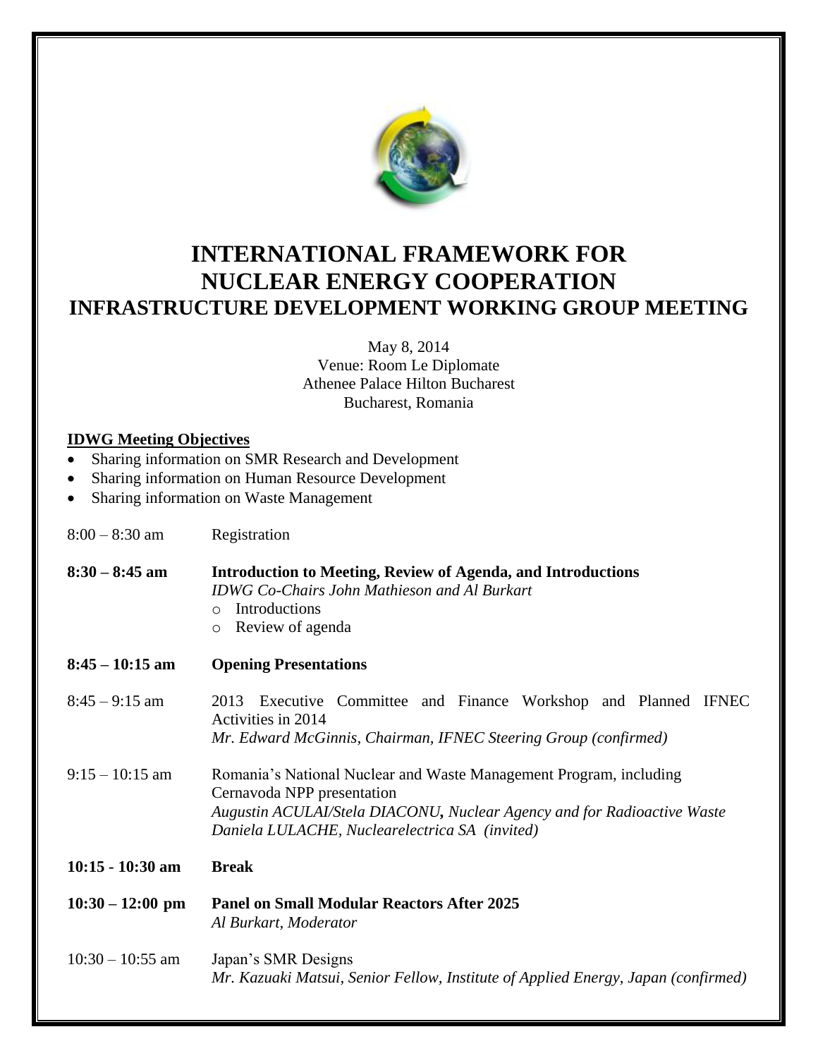# INTERNATIONAL FRAMEWORK FOR NUCLEAR ENERGY COOPERATION

## INFRASTRUCTURE DEVELOPMENT WORKING GROUP MEETING

May 8, 2014
Venue: Room Le Diplomate
Athenee Palace Hilton Bucharest
Bucharest, Romania

**IDWG Meeting Objectives**

- Sharing information on SMR Research and Development
- Sharing information on Human Resource Development
- Sharing information on Waste Management

8:00 – 8:30 am Registration

**8:30 – 8:45 am** **Introduction to Meeting, Review of Agenda, and Introductions**
*IDWG Co-Chairs John Mathieson and Al Burkart*
- Introductions
- Review of agenda

**8:45 – 10:15 am** **Opening Presentations**

8:45 – 9:15 am 2013 Executive Committee and Finance Workshop and Planned IFNEC Activities in 2014
*Mr. Edward McGinnis, Chairman, IFNEC Steering Group (confirmed)*

9:15 – 10:15 am Romania's National Nuclear and Waste Management Program, including Cernavoda NPP presentation
*Augustin ACULAI/Stela DIACONU**,** Nuclear Agency and for Radioactive Waste*
*Daniela LULACHE, Nuclearelectrica SA (invited)*

**10:15 - 10:30 am** **Break**

**10:30 – 12:00 pm** **Panel on Small Modular Reactors After 2025**
*Al Burkart, Moderator*

10:30 – 10:55 am Japan's SMR Designs
*Mr. Kazuaki Matsui, Senior Fellow, Institute of Applied Energy, Japan (confirmed)*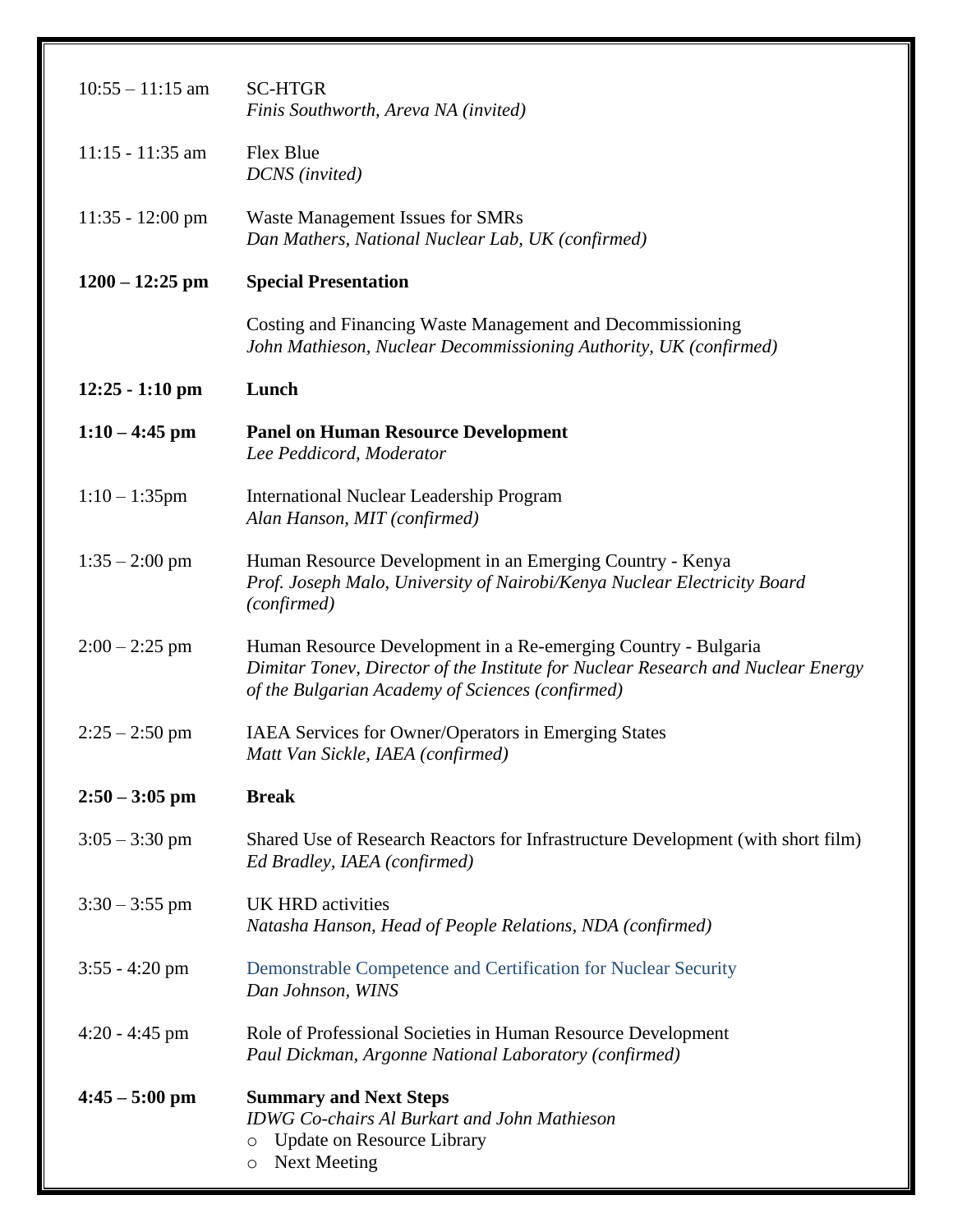| | |
|---|---|
| 10:55 – 11:15 am | SC-HTGR<br>*Finis Southworth, Areva NA (invited)* |
| 11:15 - 11:35 am | Flex Blue<br>*DCNS (invited)* |
| 11:35 - 12:00 pm | Waste Management Issues for SMRs<br>*Dan Mathers, National Nuclear Lab, UK (confirmed)* |
| **1200 – 12:25 pm** | **Special Presentation** |
| | Costing and Financing Waste Management and Decommissioning<br>*John Mathieson, Nuclear Decommissioning Authority, UK (confirmed)* |
| **12:25 - 1:10 pm** | **Lunch** |
| **1:10 – 4:45 pm** | **Panel on Human Resource Development**<br>*Lee Peddicord, Moderator* |
| 1:10 – 1:35pm | International Nuclear Leadership Program<br>*Alan Hanson, MIT (confirmed)* |
| 1:35 – 2:00 pm | Human Resource Development in an Emerging Country - Kenya<br>*Prof. Joseph Malo, University of Nairobi/Kenya Nuclear Electricity Board (confirmed)* |
| 2:00 – 2:25 pm | Human Resource Development in a Re-emerging Country - Bulgaria<br>*Dimitar Tonev, Director of the Institute for Nuclear Research and Nuclear Energy of the Bulgarian Academy of Sciences (confirmed)* |
| 2:25 – 2:50 pm | IAEA Services for Owner/Operators in Emerging States<br>*Matt Van Sickle, IAEA (confirmed)* |
| **2:50 – 3:05 pm** | **Break** |
| 3:05 – 3:30 pm | Shared Use of Research Reactors for Infrastructure Development (with short film)<br>*Ed Bradley, IAEA (confirmed)* |
| 3:30 – 3:55 pm | UK HRD activities<br>*Natasha Hanson, Head of People Relations, NDA (confirmed)* |
| 3:55 - 4:20 pm | Demonstrable Competence and Certification for Nuclear Security<br>*Dan Johnson, WINS* |
| 4:20 - 4:45 pm | Role of Professional Societies in Human Resource Development<br>*Paul Dickman, Argonne National Laboratory (confirmed)* |
| **4:45 – 5:00 pm** | **Summary and Next Steps**<br>*IDWG Co-chairs Al Burkart and John Mathieson*<br>○ Update on Resource Library<br>○ Next Meeting |